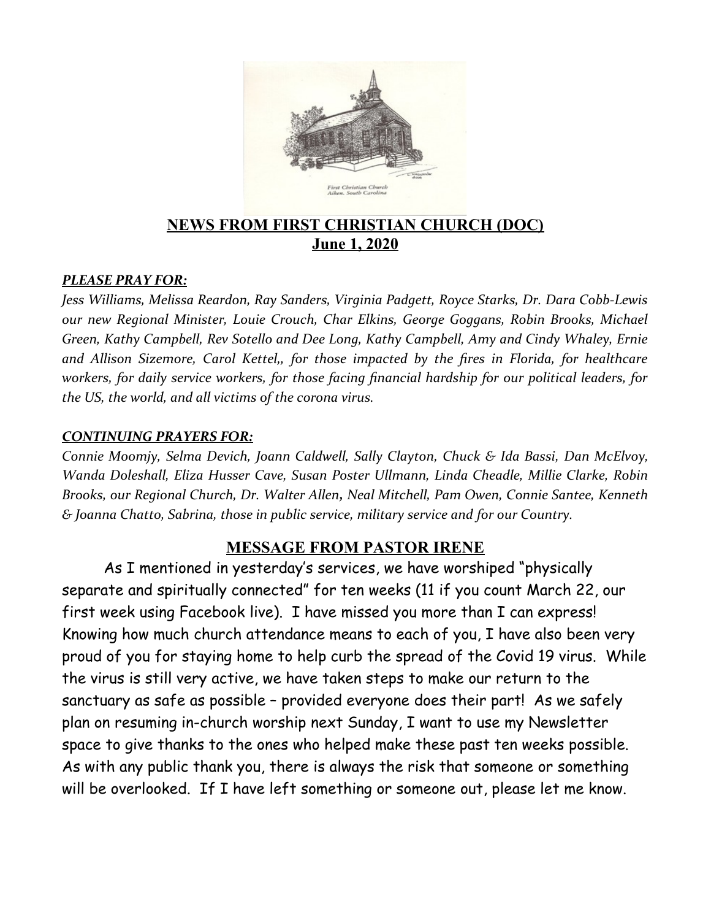## NEWS FROM FIRST CHRISTIAN CHURCH (DOC)
## June 1, 2020

***PLEASE PRAY FOR:***

*Jess Williams, Melissa Reardon, Ray Sanders, Virginia Padgett, Royce Starks, Dr. Dara Cobb-Lewis our new Regional Minister, Louie Crouch, Char Elkins, George Goggans, Robin Brooks, Michael Green, Kathy Campbell, Rev Sotello and Dee Long, Kathy Campbell, Amy and Cindy Whaley, Ernie and Allison Sizemore, Carol Kettel,, for those impacted by the fires in Florida, for healthcare workers, for daily service workers, for those facing financial hardship for our political leaders, for the US, the world, and all victims of the corona virus.*

***CONTINUING PRAYERS FOR:***

*Connie Moomjy, Selma Devich, Joann Caldwell, Sally Clayton, Chuck & Ida Bassi, Dan McElvoy, Wanda Doleshall, Eliza Husser Cave, Susan Poster Ullmann, Linda Cheadle, Millie Clarke, Robin Brooks, our Regional Church, Dr. Walter Allen, Neal Mitchell, Pam Owen, Connie Santee, Kenneth & Joanna Chatto, Sabrina, those in public service, military service and for our Country.*

## MESSAGE FROM PASTOR IRENE

As I mentioned in yesterday's services, we have worshiped "physically separate and spiritually connected" for ten weeks (11 if you count March 22, our first week using Facebook live). I have missed you more than I can express! Knowing how much church attendance means to each of you, I have also been very proud of you for staying home to help curb the spread of the Covid 19 virus. While the virus is still very active, we have taken steps to make our return to the sanctuary as safe as possible – provided everyone does their part! As we safely plan on resuming in-church worship next Sunday, I want to use my Newsletter space to give thanks to the ones who helped make these past ten weeks possible. As with any public thank you, there is always the risk that someone or something will be overlooked. If I have left something or someone out, please let me know.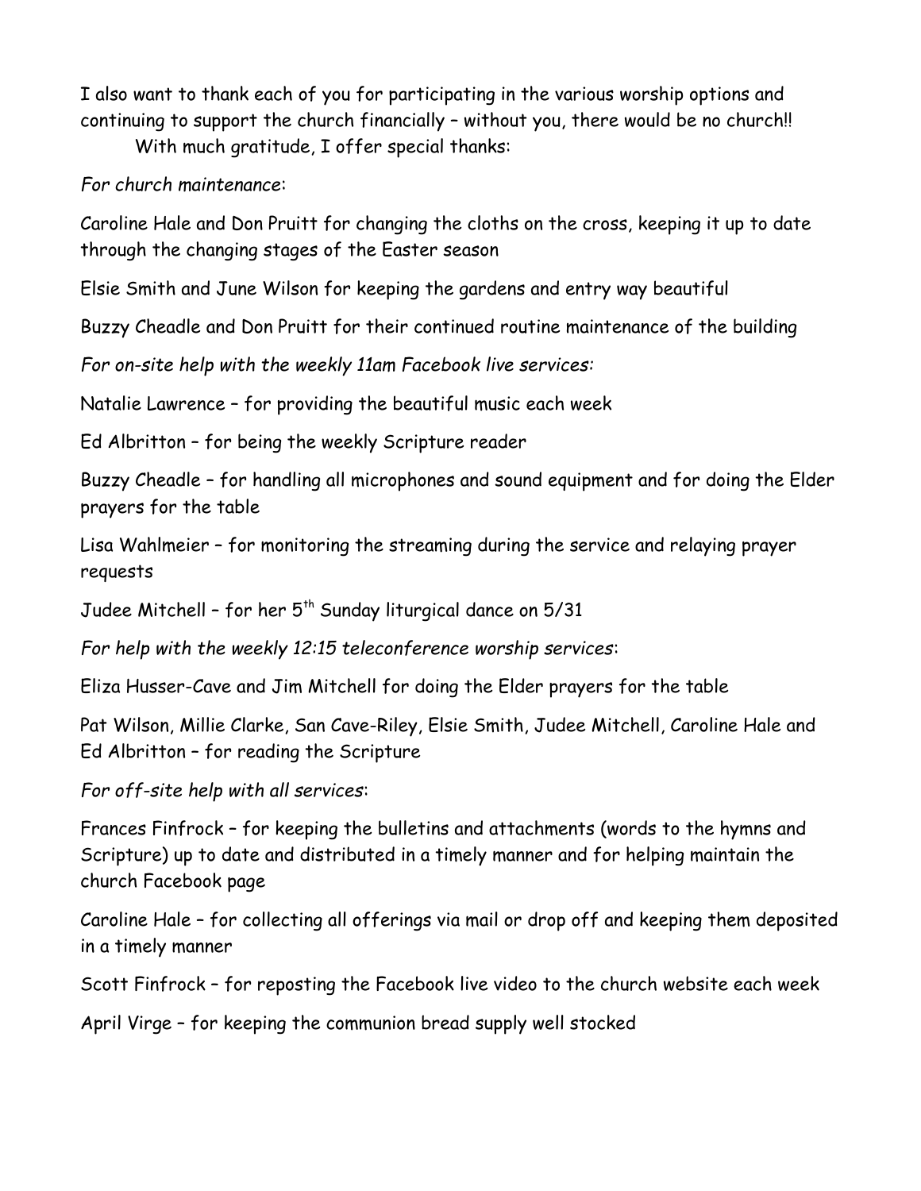I also want to thank each of you for participating in the various worship options and continuing to support the church financially – without you, there would be no church!!

With much gratitude, I offer special thanks:

*For church maintenance*:

Caroline Hale and Don Pruitt for changing the cloths on the cross, keeping it up to date through the changing stages of the Easter season

Elsie Smith and June Wilson for keeping the gardens and entry way beautiful

Buzzy Cheadle and Don Pruitt for their continued routine maintenance of the building

*For on-site help with the weekly 11am Facebook live services:*

Natalie Lawrence – for providing the beautiful music each week

Ed Albritton – for being the weekly Scripture reader

Buzzy Cheadle – for handling all microphones and sound equipment and for doing the Elder prayers for the table

Lisa Wahlmeier – for monitoring the streaming during the service and relaying prayer requests

Judee Mitchell – for her 5th Sunday liturgical dance on 5/31

*For help with the weekly 12:15 teleconference worship services*:

Eliza Husser-Cave and Jim Mitchell for doing the Elder prayers for the table

Pat Wilson, Millie Clarke, San Cave-Riley, Elsie Smith, Judee Mitchell, Caroline Hale and Ed Albritton – for reading the Scripture

*For off-site help with all services*:

Frances Finfrock – for keeping the bulletins and attachments (words to the hymns and Scripture) up to date and distributed in a timely manner and for helping maintain the church Facebook page

Caroline Hale – for collecting all offerings via mail or drop off and keeping them deposited in a timely manner

Scott Finfrock – for reposting the Facebook live video to the church website each week

April Virge – for keeping the communion bread supply well stocked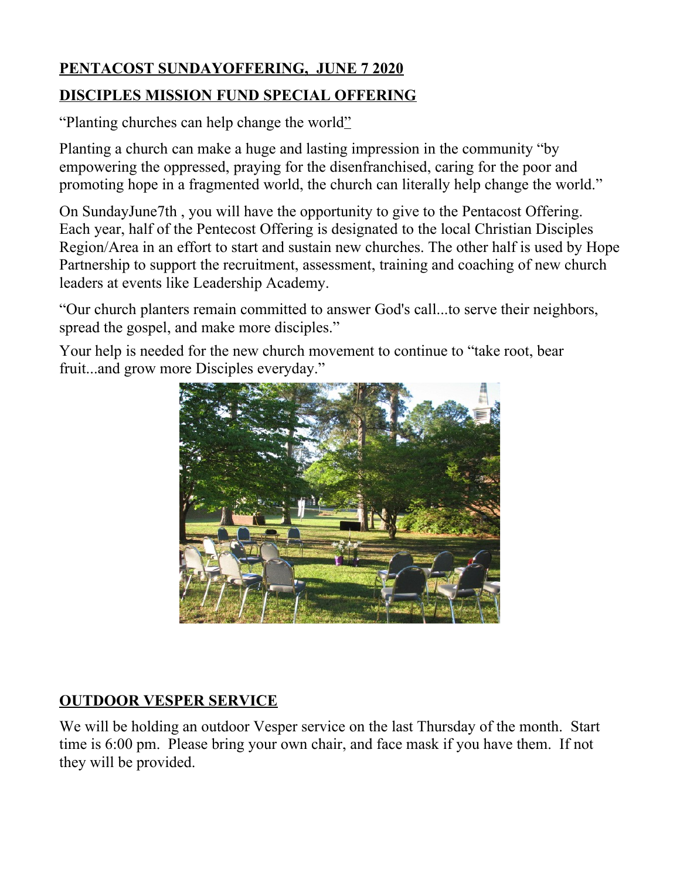**PENTACOST SUNDAYOFFERING, JUNE 7 2020**

**DISCIPLES MISSION FUND SPECIAL OFFERING**

"Planting churches can help change the world"

Planting a church can make a huge and lasting impression in the community "by empowering the oppressed, praying for the disenfranchised, caring for the poor and promoting hope in a fragmented world, the church can literally help change the world."

On SundayJune7th , you will have the opportunity to give to the Pentacost Offering. Each year, half of the Pentecost Offering is designated to the local Christian Disciples Region/Area in an effort to start and sustain new churches. The other half is used by Hope Partnership to support the recruitment, assessment, training and coaching of new church leaders at events like Leadership Academy.

"Our church planters remain committed to answer God's call...to serve their neighbors, spread the gospel, and make more disciples."

Your help is needed for the new church movement to continue to "take root, bear fruit...and grow more Disciples everyday."

**OUTDOOR VESPER SERVICE**

We will be holding an outdoor Vesper service on the last Thursday of the month. Start time is 6:00 pm. Please bring your own chair, and face mask if you have them. If not they will be provided.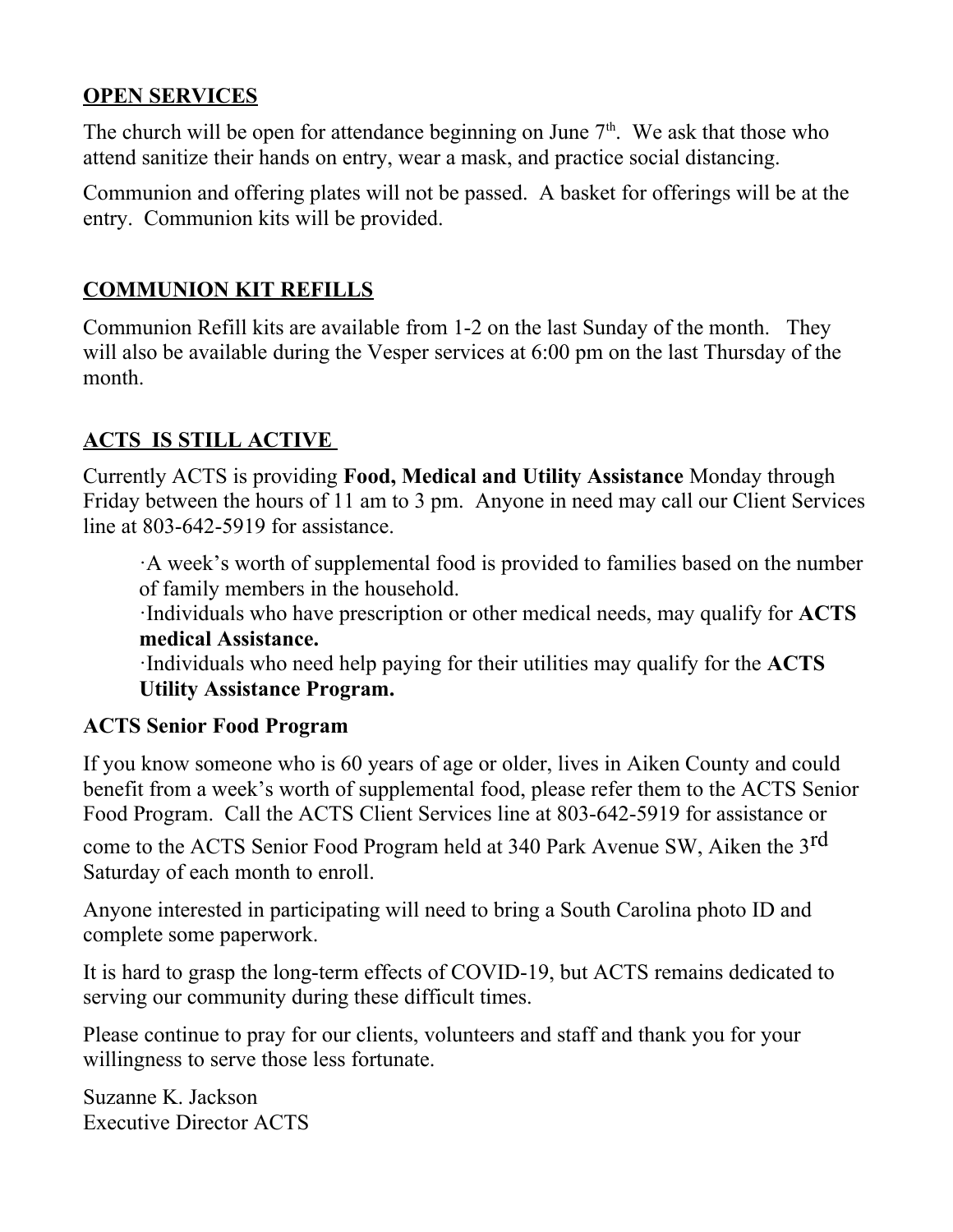## OPEN SERVICES

The church will be open for attendance beginning on June 7th. We ask that those who attend sanitize their hands on entry, wear a mask, and practice social distancing.

Communion and offering plates will not be passed. A basket for offerings will be at the entry. Communion kits will be provided.

## COMMUNION KIT REFILLS

Communion Refill kits are available from 1-2 on the last Sunday of the month. They will also be available during the Vesper services at 6:00 pm on the last Thursday of the month.

## ACTS IS STILL ACTIVE

Currently ACTS is providing **Food, Medical and Utility Assistance** Monday through Friday between the hours of 11 am to 3 pm. Anyone in need may call our Client Services line at 803-642-5919 for assistance.

- A week's worth of supplemental food is provided to families based on the number of family members in the household.
- Individuals who have prescription or other medical needs, may qualify for **ACTS medical Assistance.**
- Individuals who need help paying for their utilities may qualify for the **ACTS Utility Assistance Program.**

**ACTS Senior Food Program**

If you know someone who is 60 years of age or older, lives in Aiken County and could benefit from a week's worth of supplemental food, please refer them to the ACTS Senior Food Program. Call the ACTS Client Services line at 803-642-5919 for assistance or come to the ACTS Senior Food Program held at 340 Park Avenue SW, Aiken the 3rd Saturday of each month to enroll.

Anyone interested in participating will need to bring a South Carolina photo ID and complete some paperwork.

It is hard to grasp the long-term effects of COVID-19, but ACTS remains dedicated to serving our community during these difficult times.

Please continue to pray for our clients, volunteers and staff and thank you for your willingness to serve those less fortunate.

Suzanne K. Jackson
Executive Director ACTS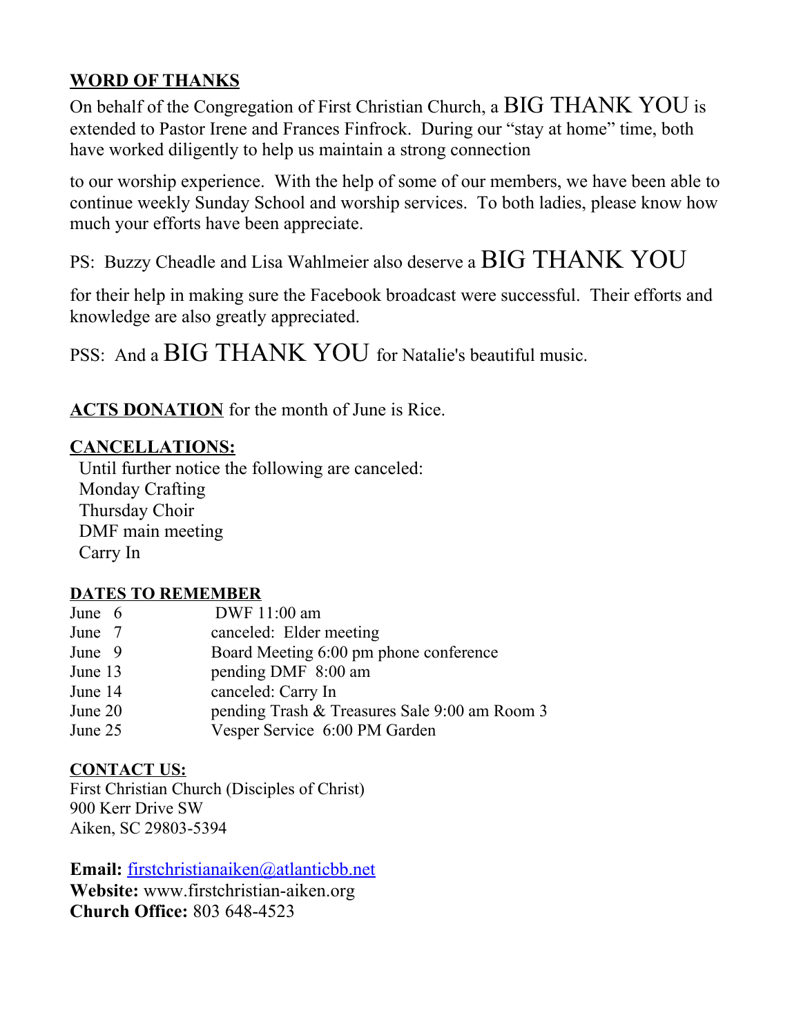**WORD OF THANKS**

On behalf of the Congregation of First Christian Church, a BIG THANK YOU is extended to Pastor Irene and Frances Finfrock. During our "stay at home" time, both have worked diligently to help us maintain a strong connection

to our worship experience. With the help of some of our members, we have been able to continue weekly Sunday School and worship services. To both ladies, please know how much your efforts have been appreciate.

PS: Buzzy Cheadle and Lisa Wahlmeier also deserve a BIG THANK YOU

for their help in making sure the Facebook broadcast were successful. Their efforts and knowledge are also greatly appreciated.

PSS: And a BIG THANK YOU for Natalie's beautiful music.

**ACTS DONATION** for the month of June is Rice.

**CANCELLATIONS:**

Until further notice the following are canceled:
Monday Crafting
Thursday Choir
DMF main meeting
Carry In

**DATES TO REMEMBER**

| | |
|---|---|
| June 6 | DWF 11:00 am |
| June 7 | canceled: Elder meeting |
| June 9 | Board Meeting 6:00 pm phone conference |
| June 13 | pending DMF 8:00 am |
| June 14 | canceled: Carry In |
| June 20 | pending Trash & Treasures Sale 9:00 am Room 3 |
| June 25 | Vesper Service 6:00 PM Garden |

**CONTACT US:**

First Christian Church (Disciples of Christ)
900 Kerr Drive SW
Aiken, SC 29803-5394

**Email:** firstchristianaiken@atlanticbb.net
**Website:** www.firstchristian-aiken.org
**Church Office:** 803 648-4523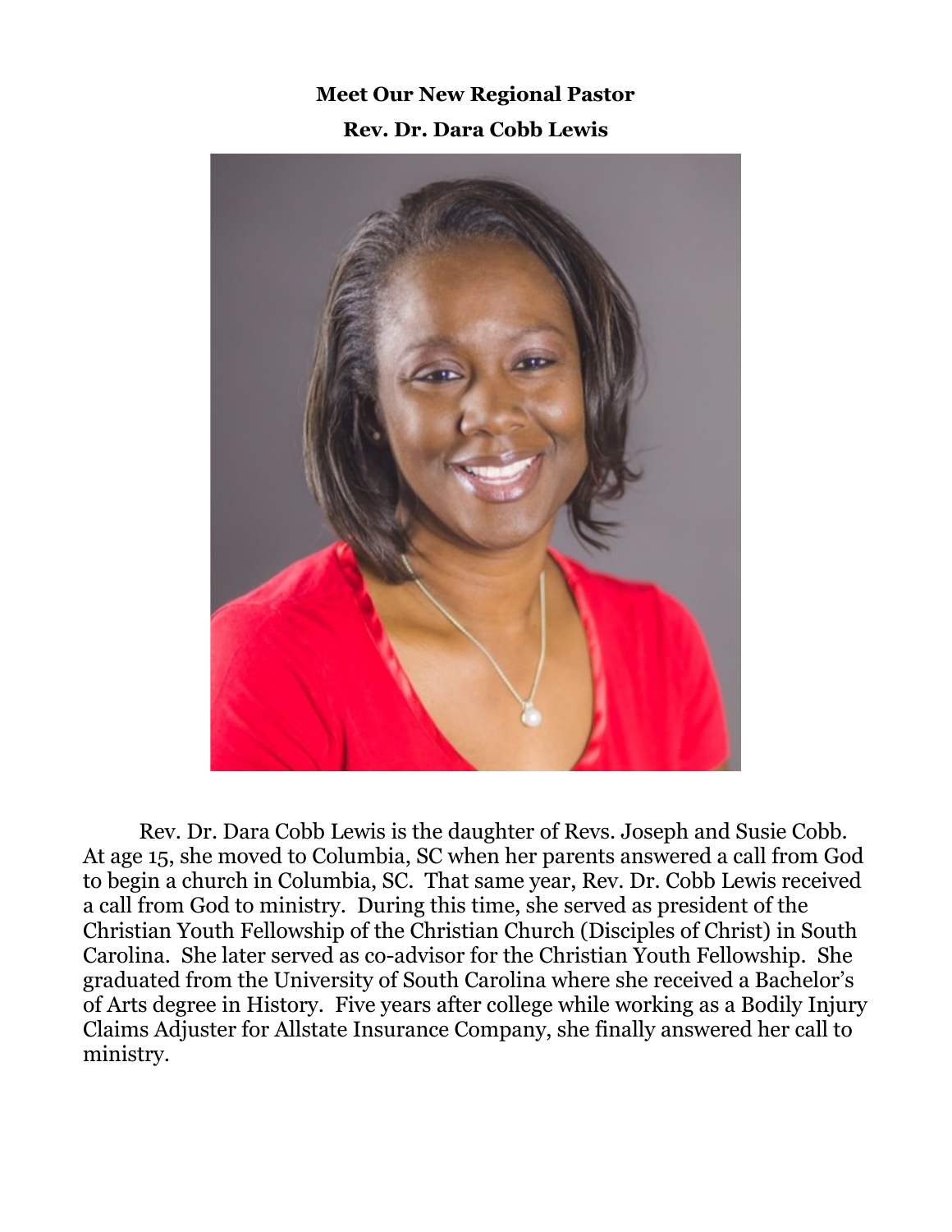**Meet Our New Regional Pastor**

**Rev. Dr. Dara Cobb Lewis**

Rev. Dr. Dara Cobb Lewis is the daughter of Revs. Joseph and Susie Cobb. At age 15, she moved to Columbia, SC when her parents answered a call from God to begin a church in Columbia, SC. That same year, Rev. Dr. Cobb Lewis received a call from God to ministry. During this time, she served as president of the Christian Youth Fellowship of the Christian Church (Disciples of Christ) in South Carolina. She later served as co-advisor for the Christian Youth Fellowship. She graduated from the University of South Carolina where she received a Bachelor's of Arts degree in History. Five years after college while working as a Bodily Injury Claims Adjuster for Allstate Insurance Company, she finally answered her call to ministry.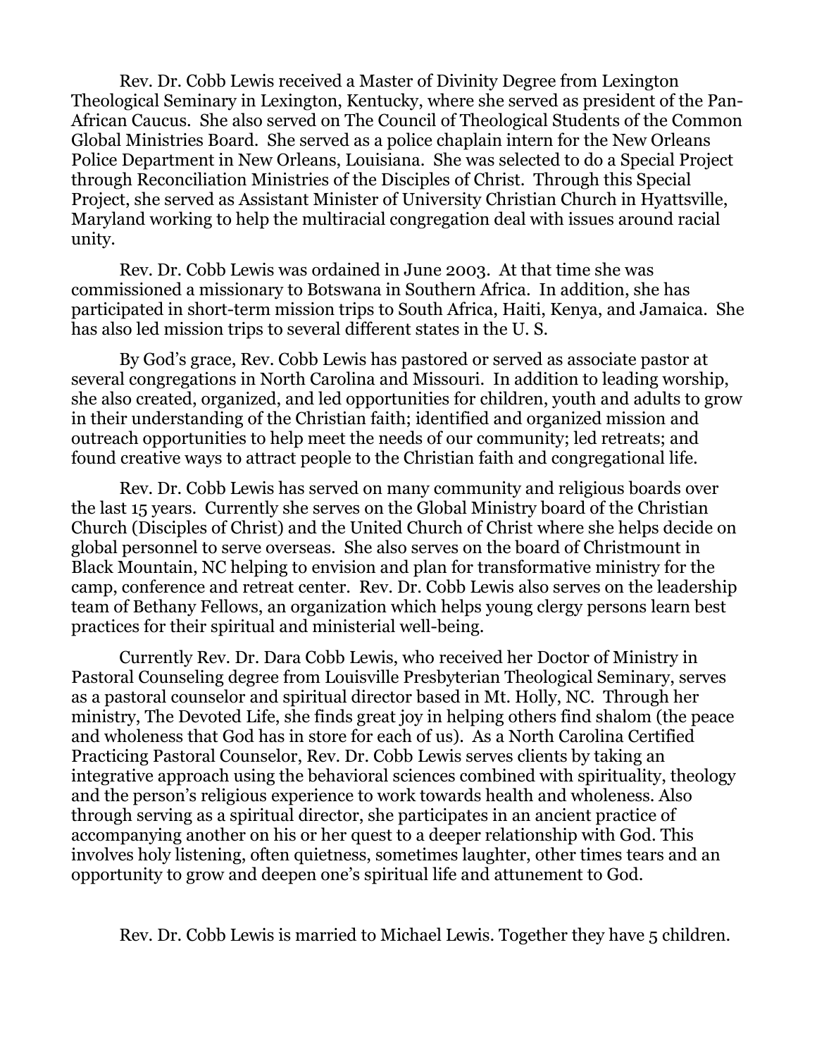Rev. Dr. Cobb Lewis received a Master of Divinity Degree from Lexington Theological Seminary in Lexington, Kentucky, where she served as president of the Pan-African Caucus. She also served on The Council of Theological Students of the Common Global Ministries Board. She served as a police chaplain intern for the New Orleans Police Department in New Orleans, Louisiana. She was selected to do a Special Project through Reconciliation Ministries of the Disciples of Christ. Through this Special Project, she served as Assistant Minister of University Christian Church in Hyattsville, Maryland working to help the multiracial congregation deal with issues around racial unity.

Rev. Dr. Cobb Lewis was ordained in June 2003. At that time she was commissioned a missionary to Botswana in Southern Africa. In addition, she has participated in short-term mission trips to South Africa, Haiti, Kenya, and Jamaica. She has also led mission trips to several different states in the U. S.

By God's grace, Rev. Cobb Lewis has pastored or served as associate pastor at several congregations in North Carolina and Missouri. In addition to leading worship, she also created, organized, and led opportunities for children, youth and adults to grow in their understanding of the Christian faith; identified and organized mission and outreach opportunities to help meet the needs of our community; led retreats; and found creative ways to attract people to the Christian faith and congregational life.

Rev. Dr. Cobb Lewis has served on many community and religious boards over the last 15 years. Currently she serves on the Global Ministry board of the Christian Church (Disciples of Christ) and the United Church of Christ where she helps decide on global personnel to serve overseas. She also serves on the board of Christmount in Black Mountain, NC helping to envision and plan for transformative ministry for the camp, conference and retreat center. Rev. Dr. Cobb Lewis also serves on the leadership team of Bethany Fellows, an organization which helps young clergy persons learn best practices for their spiritual and ministerial well-being.

Currently Rev. Dr. Dara Cobb Lewis, who received her Doctor of Ministry in Pastoral Counseling degree from Louisville Presbyterian Theological Seminary, serves as a pastoral counselor and spiritual director based in Mt. Holly, NC. Through her ministry, The Devoted Life, she finds great joy in helping others find shalom (the peace and wholeness that God has in store for each of us). As a North Carolina Certified Practicing Pastoral Counselor, Rev. Dr. Cobb Lewis serves clients by taking an integrative approach using the behavioral sciences combined with spirituality, theology and the person's religious experience to work towards health and wholeness. Also through serving as a spiritual director, she participates in an ancient practice of accompanying another on his or her quest to a deeper relationship with God. This involves holy listening, often quietness, sometimes laughter, other times tears and an opportunity to grow and deepen one's spiritual life and attunement to God.

Rev. Dr. Cobb Lewis is married to Michael Lewis. Together they have 5 children.